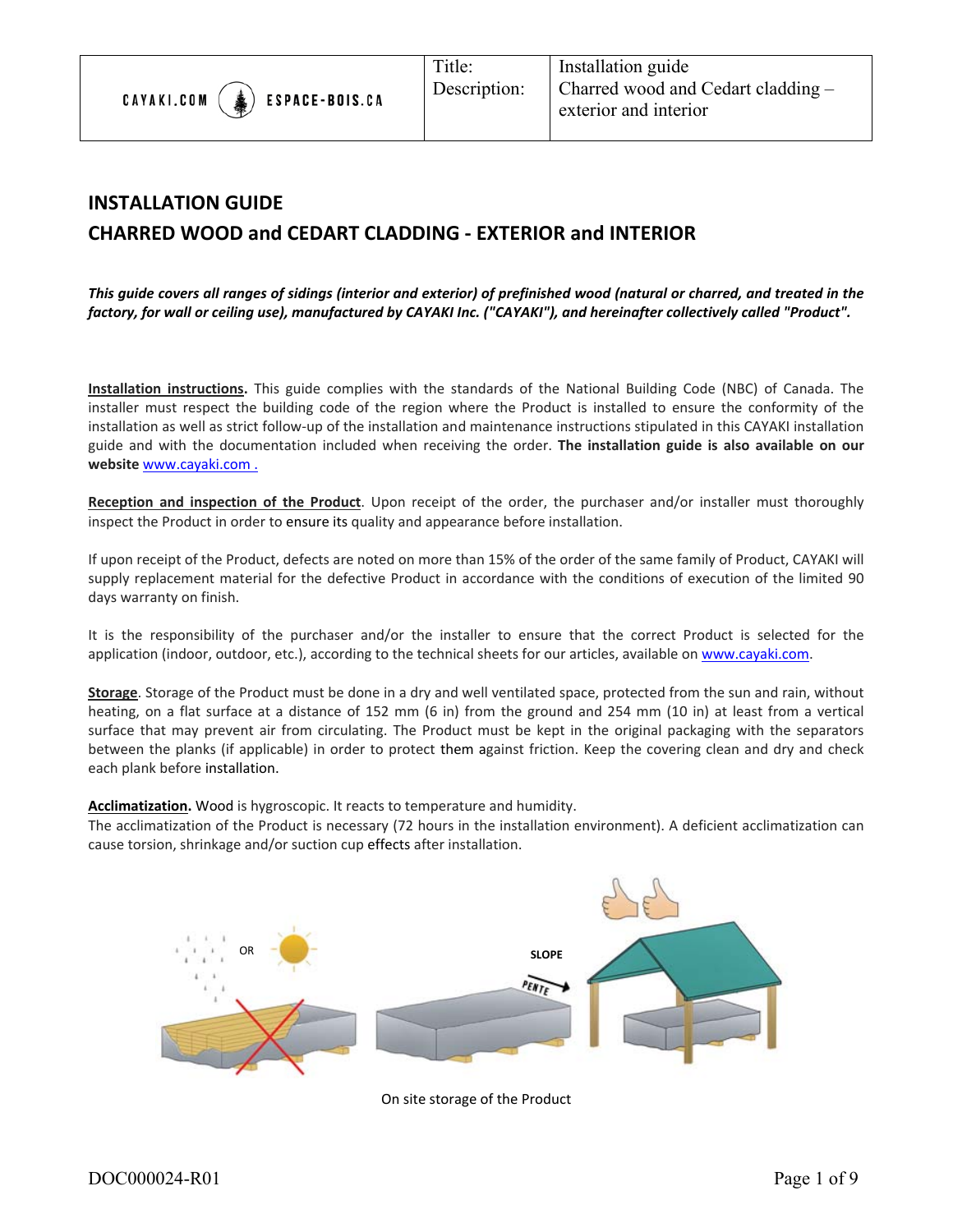| CAYAKI.COM ESPACE-BOIS.CA | Title: Description: | Installation guide Charred wood and Cedart cladding – exterior and interior |
|---|---|---|

# INSTALLATION GUIDE
# CHARRED WOOD and CEDART CLADDING - EXTERIOR and INTERIOR

***This guide covers all ranges of sidings (interior and exterior) of prefinished wood (natural or charred, and treated in the factory, for wall or ceiling use), manufactured by CAYAKI Inc. ("CAYAKI"), and hereinafter collectively called "Product".***

**Installation instructions.** This guide complies with the standards of the National Building Code (NBC) of Canada. The installer must respect the building code of the region where the Product is installed to ensure the conformity of the installation as well as strict follow-up of the installation and maintenance instructions stipulated in this CAYAKI installation guide and with the documentation included when receiving the order. **The installation guide is also available on our website** www.cayaki.com .

**Reception and inspection of the Product**. Upon receipt of the order, the purchaser and/or installer must thoroughly inspect the Product in order to ensure its quality and appearance before installation.

If upon receipt of the Product, defects are noted on more than 15% of the order of the same family of Product, CAYAKI will supply replacement material for the defective Product in accordance with the conditions of execution of the limited 90 days warranty on finish.

It is the responsibility of the purchaser and/or the installer to ensure that the correct Product is selected for the application (indoor, outdoor, etc.), according to the technical sheets for our articles, available on www.cayaki.com.

**Storage**. Storage of the Product must be done in a dry and well ventilated space, protected from the sun and rain, without heating, on a flat surface at a distance of 152 mm (6 in) from the ground and 254 mm (10 in) at least from a vertical surface that may prevent air from circulating. The Product must be kept in the original packaging with the separators between the planks (if applicable) in order to protect them against friction. Keep the covering clean and dry and check each plank before installation.

**Acclimatization.** Wood is hygroscopic. It reacts to temperature and humidity.
The acclimatization of the Product is necessary (72 hours in the installation environment). A deficient acclimatization can cause torsion, shrinkage and/or suction cup effects after installation.

OR

SLOPE

PENTE

On site storage of the Product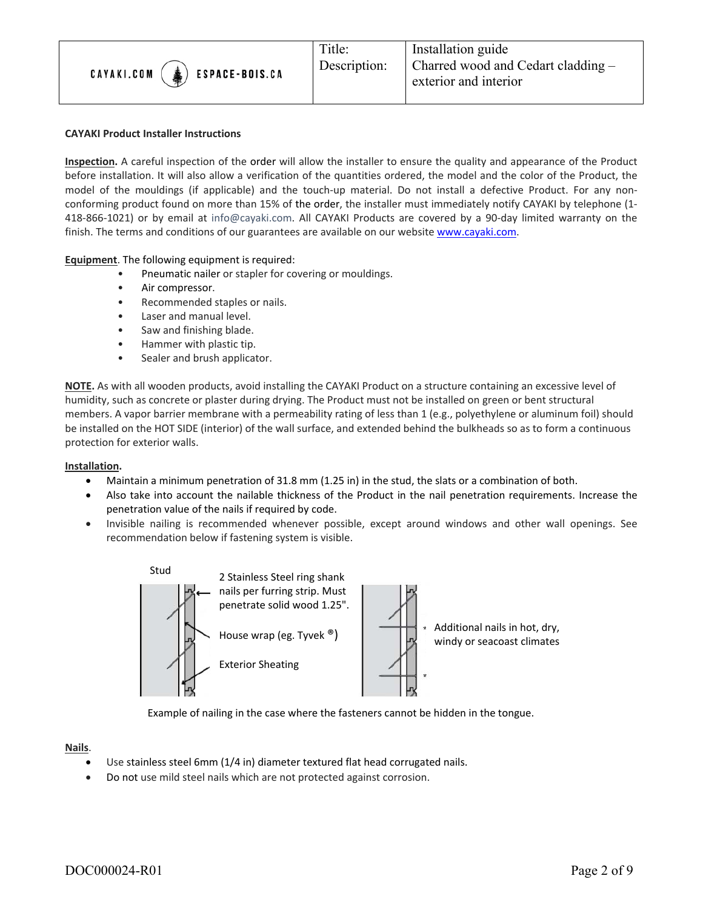**CAYAKI Product Installer Instructions**

**Inspection.** A careful inspection of the order will allow the installer to ensure the quality and appearance of the Product before installation. It will also allow a verification of the quantities ordered, the model and the color of the Product, the model of the mouldings (if applicable) and the touch-up material. Do not install a defective Product. For any non-conforming product found on more than 15% of the order, the installer must immediately notify CAYAKI by telephone (1-418-866-1021) or by email at info@cayaki.com. All CAYAKI Products are covered by a 90-day limited warranty on the finish. The terms and conditions of our guarantees are available on our website www.cayaki.com.

**Equipment**. The following equipment is required:

- Pneumatic nailer or stapler for covering or mouldings.
- Air compressor.
- Recommended staples or nails.
- Laser and manual level.
- Saw and finishing blade.
- Hammer with plastic tip.
- Sealer and brush applicator.

**NOTE.** As with all wooden products, avoid installing the CAYAKI Product on a structure containing an excessive level of humidity, such as concrete or plaster during drying. The Product must not be installed on green or bent structural members. A vapor barrier membrane with a permeability rating of less than 1 (e.g., polyethylene or aluminum foil) should be installed on the HOT SIDE (interior) of the wall surface, and extended behind the bulkheads so as to form a continuous protection for exterior walls.

**Installation.**

- Maintain a minimum penetration of 31.8 mm (1.25 in) in the stud, the slats or a combination of both.
- Also take into account the nailable thickness of the Product in the nail penetration requirements. Increase the penetration value of the nails if required by code.
- Invisible nailing is recommended whenever possible, except around windows and other wall openings. See recommendation below if fastening system is visible.

Stud

2 Stainless Steel ring shank nails per furring strip. Must penetrate solid wood 1.25".

House wrap (eg. Tyvek ®)

Exterior Sheating

* Additional nails in hot, dry, windy or seacoast climates

Example of nailing in the case where the fasteners cannot be hidden in the tongue.

**Nails**.

- Use stainless steel 6mm (1/4 in) diameter textured flat head corrugated nails.
- Do not use mild steel nails which are not protected against corrosion.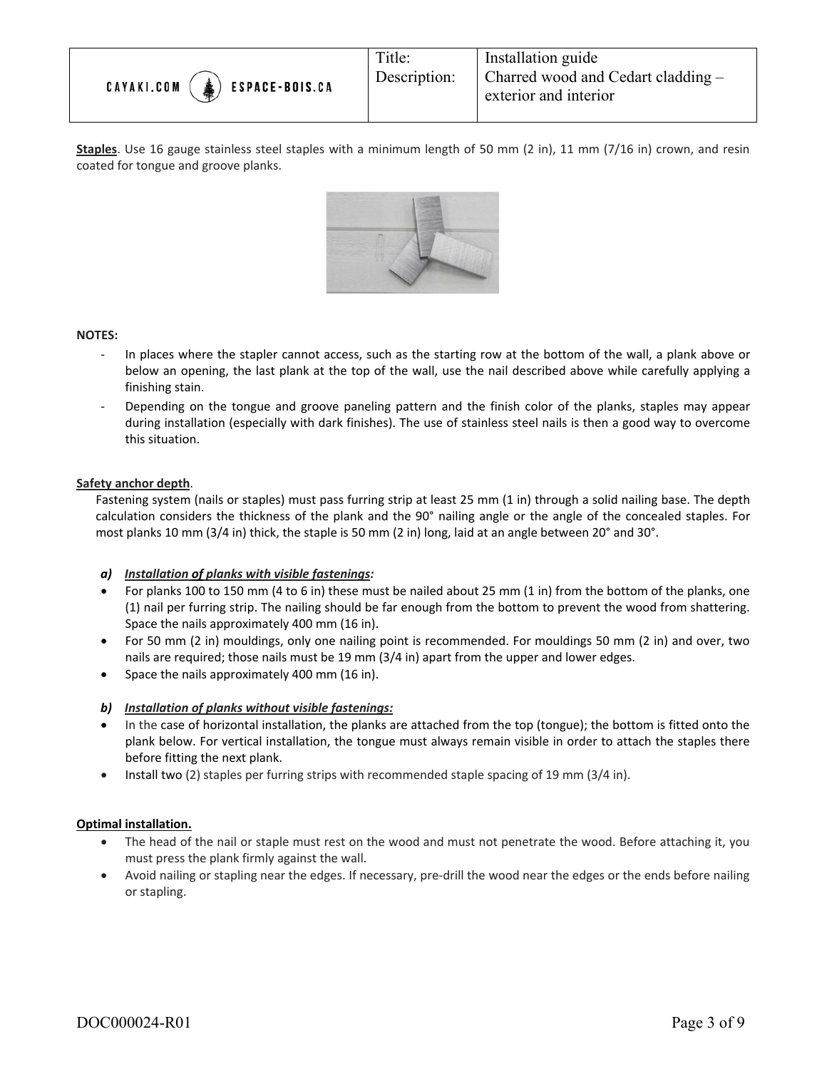**Staples**. Use 16 gauge stainless steel staples with a minimum length of 50 mm (2 in), 11 mm (7/16 in) crown, and resin coated for tongue and groove planks.

**NOTES:**

- In places where the stapler cannot access, such as the starting row at the bottom of the wall, a plank above or below an opening, the last plank at the top of the wall, use the nail described above while carefully applying a finishing stain.
- Depending on the tongue and groove paneling pattern and the finish color of the planks, staples may appear during installation (especially with dark finishes). The use of stainless steel nails is then a good way to overcome this situation.

**Safety anchor depth**.

Fastening system (nails or staples) must pass furring strip at least 25 mm (1 in) through a solid nailing base. The depth calculation considers the thickness of the plank and the 90° nailing angle or the angle of the concealed staples. For most planks 10 mm (3/4 in) thick, the staple is 50 mm (2 in) long, laid at an angle between 20° and 30°.

***a) Installation of planks with visible fastenings:***

- For planks 100 to 150 mm (4 to 6 in) these must be nailed about 25 mm (1 in) from the bottom of the planks, one (1) nail per furring strip. The nailing should be far enough from the bottom to prevent the wood from shattering. Space the nails approximately 400 mm (16 in).
- For 50 mm (2 in) mouldings, only one nailing point is recommended. For mouldings 50 mm (2 in) and over, two nails are required; those nails must be 19 mm (3/4 in) apart from the upper and lower edges.
- Space the nails approximately 400 mm (16 in).

***b) Installation of planks without visible fastenings:***

- In the case of horizontal installation, the planks are attached from the top (tongue); the bottom is fitted onto the plank below. For vertical installation, the tongue must always remain visible in order to attach the staples there before fitting the next plank.
- Install two (2) staples per furring strips with recommended staple spacing of 19 mm (3/4 in).

**Optimal installation.**

- The head of the nail or staple must rest on the wood and must not penetrate the wood. Before attaching it, you must press the plank firmly against the wall.
- Avoid nailing or stapling near the edges. If necessary, pre-drill the wood near the edges or the ends before nailing or stapling.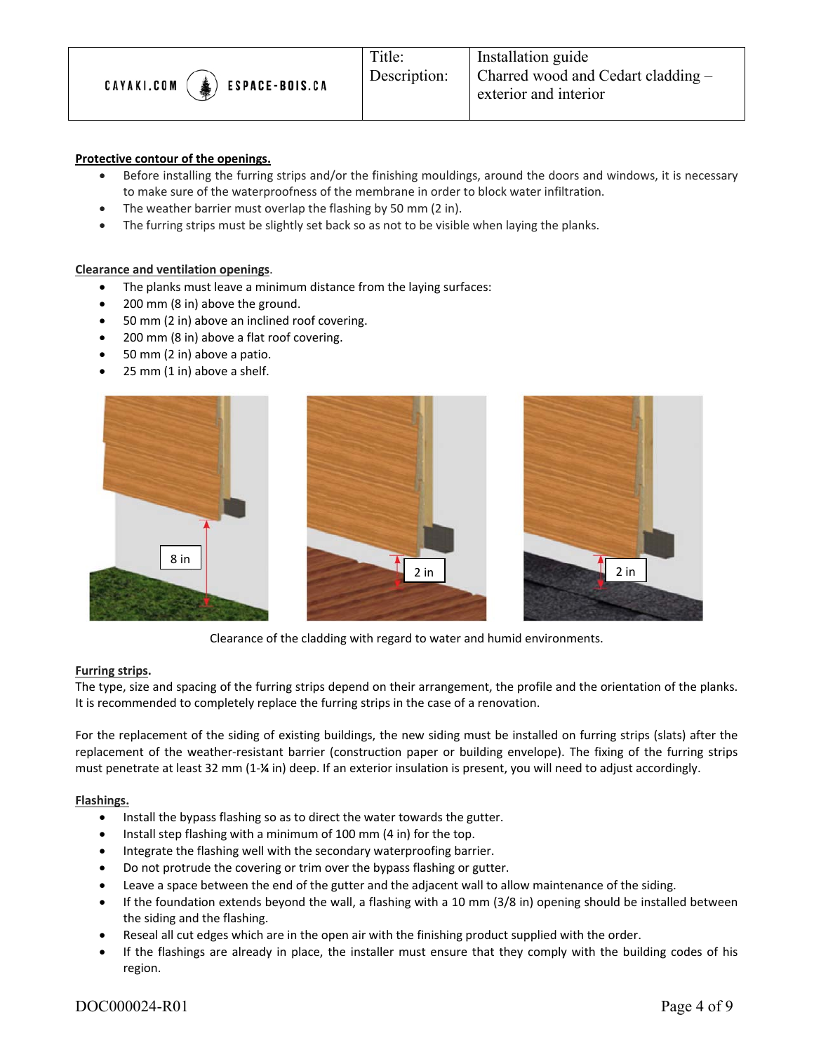**Protective contour of the openings.**

- Before installing the furring strips and/or the finishing mouldings, around the doors and windows, it is necessary to make sure of the waterproofness of the membrane in order to block water infiltration.
- The weather barrier must overlap the flashing by 50 mm (2 in).
- The furring strips must be slightly set back so as not to be visible when laying the planks.

**Clearance and ventilation openings**.

- The planks must leave a minimum distance from the laying surfaces:
- 200 mm (8 in) above the ground.
- 50 mm (2 in) above an inclined roof covering.
- 200 mm (8 in) above a flat roof covering.
- 50 mm (2 in) above a patio.
- 25 mm (1 in) above a shelf.

Clearance of the cladding with regard to water and humid environments.

**Furring strips.**

The type, size and spacing of the furring strips depend on their arrangement, the profile and the orientation of the planks. It is recommended to completely replace the furring strips in the case of a renovation.

For the replacement of the siding of existing buildings, the new siding must be installed on furring strips (slats) after the replacement of the weather-resistant barrier (construction paper or building envelope). The fixing of the furring strips must penetrate at least 32 mm (1-¼ in) deep. If an exterior insulation is present, you will need to adjust accordingly.

**Flashings.**

- Install the bypass flashing so as to direct the water towards the gutter.
- Install step flashing with a minimum of 100 mm (4 in) for the top.
- Integrate the flashing well with the secondary waterproofing barrier.
- Do not protrude the covering or trim over the bypass flashing or gutter.
- Leave a space between the end of the gutter and the adjacent wall to allow maintenance of the siding.
- If the foundation extends beyond the wall, a flashing with a 10 mm (3/8 in) opening should be installed between the siding and the flashing.
- Reseal all cut edges which are in the open air with the finishing product supplied with the order.
- If the flashings are already in place, the installer must ensure that they comply with the building codes of his region.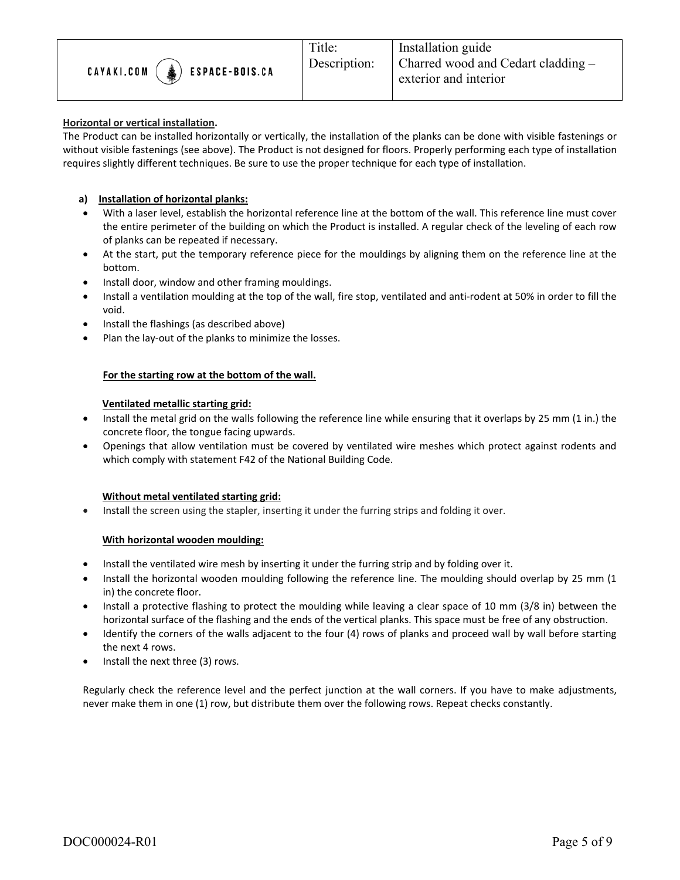**Horizontal or vertical installation.**

The Product can be installed horizontally or vertically, the installation of the planks can be done with visible fastenings or without visible fastenings (see above). The Product is not designed for floors. Properly performing each type of installation requires slightly different techniques. Be sure to use the proper technique for each type of installation.

**a) Installation of horizontal planks:**

- With a laser level, establish the horizontal reference line at the bottom of the wall. This reference line must cover the entire perimeter of the building on which the Product is installed. A regular check of the leveling of each row of planks can be repeated if necessary.
- At the start, put the temporary reference piece for the mouldings by aligning them on the reference line at the bottom.
- Install door, window and other framing mouldings.
- Install a ventilation moulding at the top of the wall, fire stop, ventilated and anti-rodent at 50% in order to fill the void.
- Install the flashings (as described above)
- Plan the lay-out of the planks to minimize the losses.

**For the starting row at the bottom of the wall.**

**Ventilated metallic starting grid:**

- Install the metal grid on the walls following the reference line while ensuring that it overlaps by 25 mm (1 in.) the concrete floor, the tongue facing upwards.
- Openings that allow ventilation must be covered by ventilated wire meshes which protect against rodents and which comply with statement F42 of the National Building Code.

**Without metal ventilated starting grid:**

- Install the screen using the stapler, inserting it under the furring strips and folding it over.

**With horizontal wooden moulding:**

- Install the ventilated wire mesh by inserting it under the furring strip and by folding over it.
- Install the horizontal wooden moulding following the reference line. The moulding should overlap by 25 mm (1 in) the concrete floor.
- Install a protective flashing to protect the moulding while leaving a clear space of 10 mm (3/8 in) between the horizontal surface of the flashing and the ends of the vertical planks. This space must be free of any obstruction.
- Identify the corners of the walls adjacent to the four (4) rows of planks and proceed wall by wall before starting the next 4 rows.
- Install the next three (3) rows.

Regularly check the reference level and the perfect junction at the wall corners. If you have to make adjustments, never make them in one (1) row, but distribute them over the following rows. Repeat checks constantly.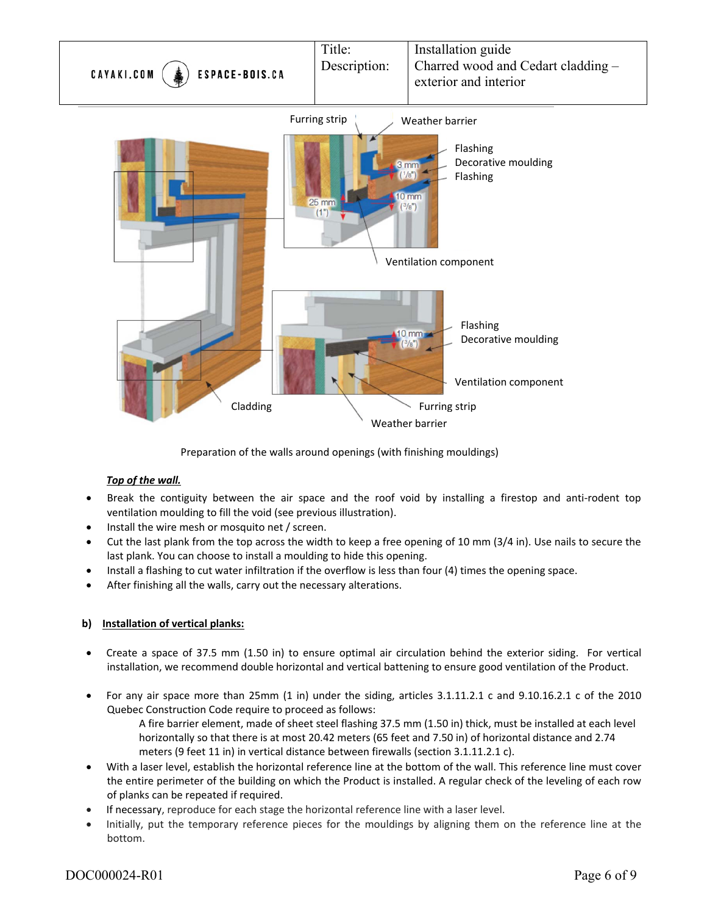Preparation of the walls around openings (with finishing mouldings)

***Top of the wall.***

- Break the contiguity between the air space and the roof void by installing a firestop and anti-rodent top ventilation moulding to fill the void (see previous illustration).
- Install the wire mesh or mosquito net / screen.
- Cut the last plank from the top across the width to keep a free opening of 10 mm (3/4 in). Use nails to secure the last plank. You can choose to install a moulding to hide this opening.
- Install a flashing to cut water infiltration if the overflow is less than four (4) times the opening space.
- After finishing all the walls, carry out the necessary alterations.

**b) Installation of vertical planks:**

- Create a space of 37.5 mm (1.50 in) to ensure optimal air circulation behind the exterior siding. For vertical installation, we recommend double horizontal and vertical battening to ensure good ventilation of the Product.
- For any air space more than 25mm (1 in) under the siding, articles 3.1.11.2.1 c and 9.10.16.2.1 c of the 2010 Quebec Construction Code require to proceed as follows:
  A fire barrier element, made of sheet steel flashing 37.5 mm (1.50 in) thick, must be installed at each level horizontally so that there is at most 20.42 meters (65 feet and 7.50 in) of horizontal distance and 2.74 meters (9 feet 11 in) in vertical distance between firewalls (section 3.1.11.2.1 c).
- With a laser level, establish the horizontal reference line at the bottom of the wall. This reference line must cover the entire perimeter of the building on which the Product is installed. A regular check of the leveling of each row of planks can be repeated if required.
- If necessary, reproduce for each stage the horizontal reference line with a laser level.
- Initially, put the temporary reference pieces for the mouldings by aligning them on the reference line at the bottom.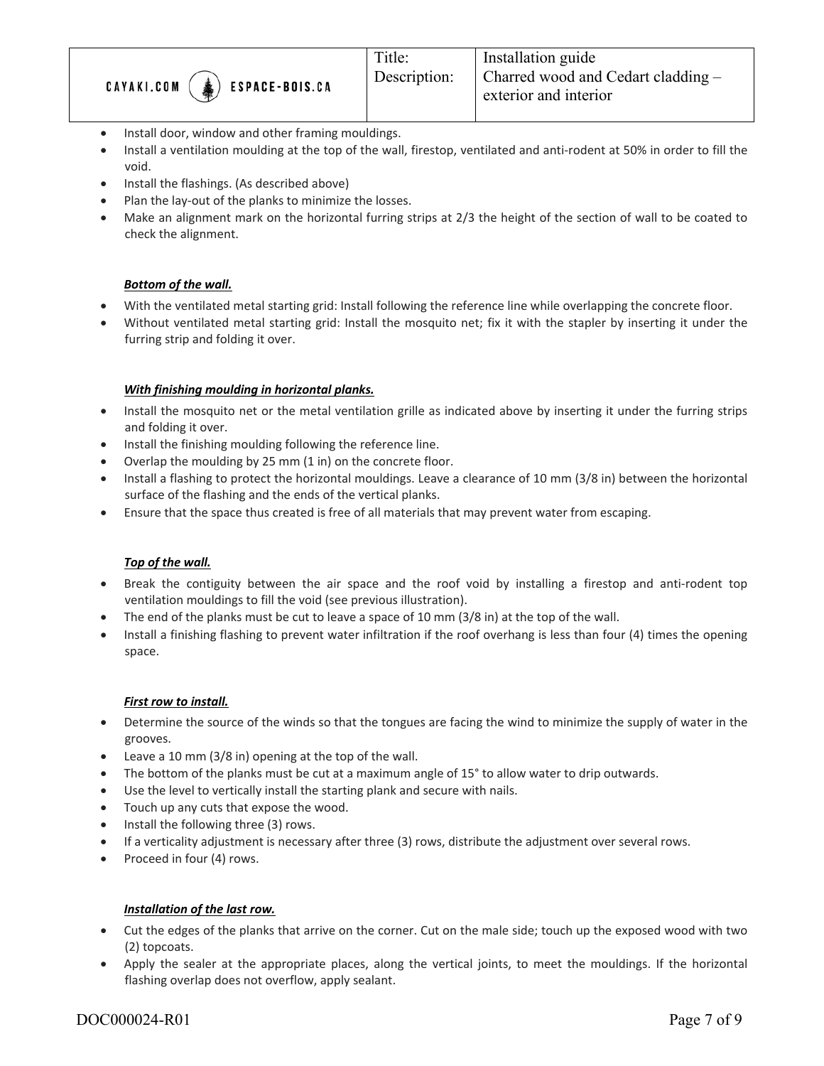- Install door, window and other framing mouldings.
- Install a ventilation moulding at the top of the wall, firestop, ventilated and anti-rodent at 50% in order to fill the void.
- Install the flashings. (As described above)
- Plan the lay-out of the planks to minimize the losses.
- Make an alignment mark on the horizontal furring strips at 2/3 the height of the section of wall to be coated to check the alignment.

***Bottom of the wall.***

- With the ventilated metal starting grid: Install following the reference line while overlapping the concrete floor.
- Without ventilated metal starting grid: Install the mosquito net; fix it with the stapler by inserting it under the furring strip and folding it over.

***With finishing moulding in horizontal planks.***

- Install the mosquito net or the metal ventilation grille as indicated above by inserting it under the furring strips and folding it over.
- Install the finishing moulding following the reference line.
- Overlap the moulding by 25 mm (1 in) on the concrete floor.
- Install a flashing to protect the horizontal mouldings. Leave a clearance of 10 mm (3/8 in) between the horizontal surface of the flashing and the ends of the vertical planks.
- Ensure that the space thus created is free of all materials that may prevent water from escaping.

***Top of the wall.***

- Break the contiguity between the air space and the roof void by installing a firestop and anti-rodent top ventilation mouldings to fill the void (see previous illustration).
- The end of the planks must be cut to leave a space of 10 mm (3/8 in) at the top of the wall.
- Install a finishing flashing to prevent water infiltration if the roof overhang is less than four (4) times the opening space.

***First row to install.***

- Determine the source of the winds so that the tongues are facing the wind to minimize the supply of water in the grooves.
- Leave a 10 mm (3/8 in) opening at the top of the wall.
- The bottom of the planks must be cut at a maximum angle of 15° to allow water to drip outwards.
- Use the level to vertically install the starting plank and secure with nails.
- Touch up any cuts that expose the wood.
- Install the following three (3) rows.
- If a verticality adjustment is necessary after three (3) rows, distribute the adjustment over several rows.
- Proceed in four (4) rows.

***Installation of the last row.***

- Cut the edges of the planks that arrive on the corner. Cut on the male side; touch up the exposed wood with two (2) topcoats.
- Apply the sealer at the appropriate places, along the vertical joints, to meet the mouldings. If the horizontal flashing overlap does not overflow, apply sealant.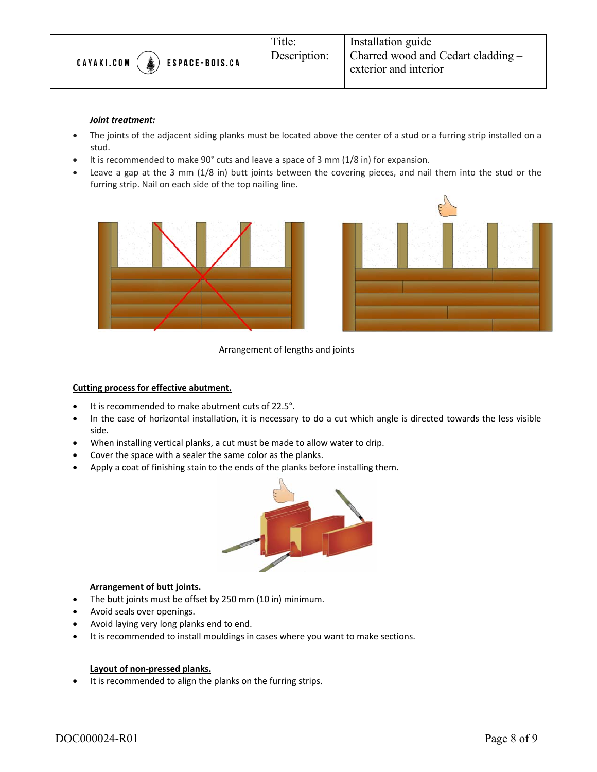***Joint treatment:***

- The joints of the adjacent siding planks must be located above the center of a stud or a furring strip installed on a stud.
- It is recommended to make 90° cuts and leave a space of 3 mm (1/8 in) for expansion.
- Leave a gap at the 3 mm (1/8 in) butt joints between the covering pieces, and nail them into the stud or the furring strip. Nail on each side of the top nailing line.

Arrangement of lengths and joints

**Cutting process for effective abutment.**

- It is recommended to make abutment cuts of 22.5°.
- In the case of horizontal installation, it is necessary to do a cut which angle is directed towards the less visible side.
- When installing vertical planks, a cut must be made to allow water to drip.
- Cover the space with a sealer the same color as the planks.
- Apply a coat of finishing stain to the ends of the planks before installing them.

**Arrangement of butt joints.**

- The butt joints must be offset by 250 mm (10 in) minimum.
- Avoid seals over openings.
- Avoid laying very long planks end to end.
- It is recommended to install mouldings in cases where you want to make sections.

**Layout of non-pressed planks.**

- It is recommended to align the planks on the furring strips.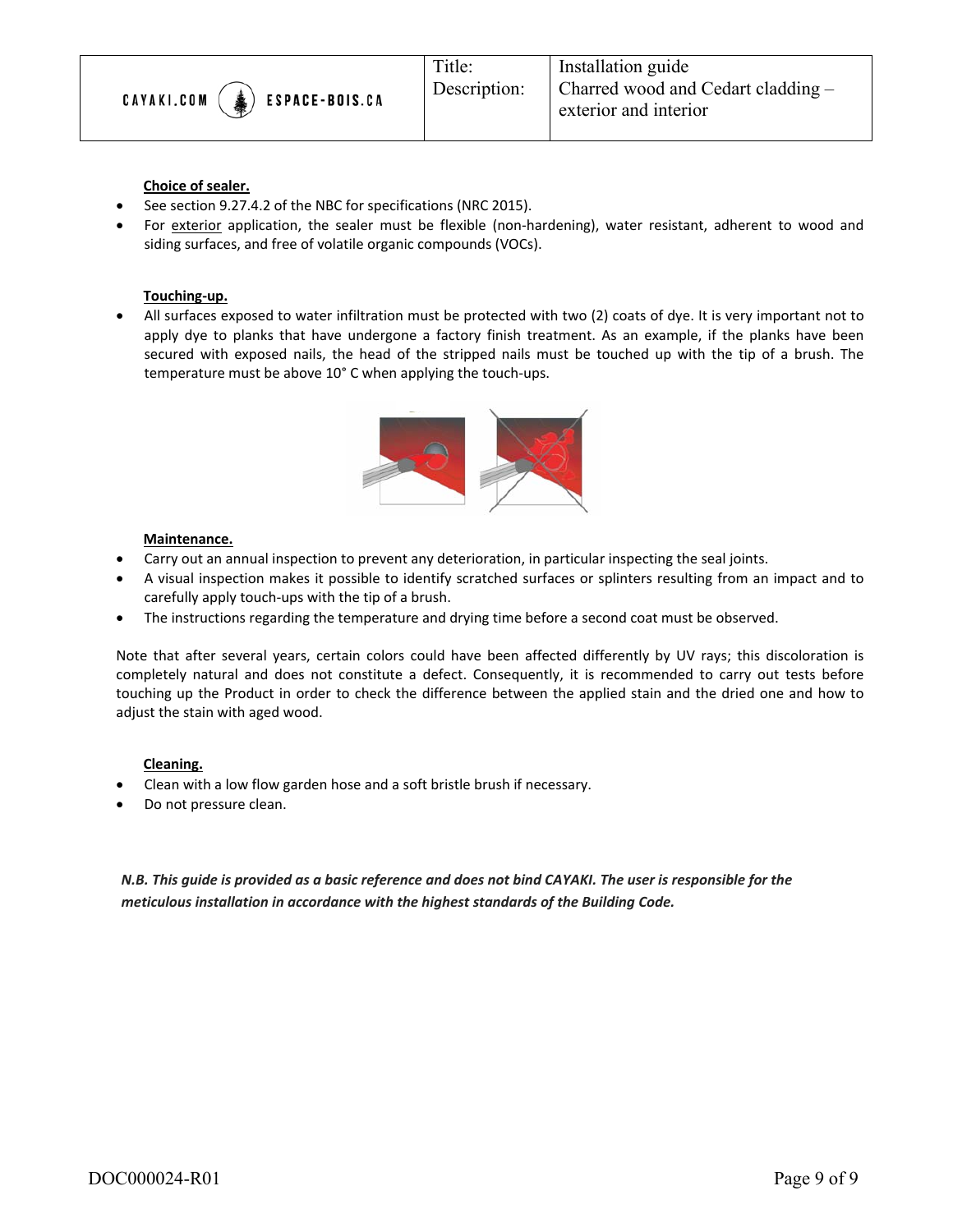**Choice of sealer.**

- See section 9.27.4.2 of the NBC for specifications (NRC 2015).
- For exterior application, the sealer must be flexible (non-hardening), water resistant, adherent to wood and siding surfaces, and free of volatile organic compounds (VOCs).

**Touching-up.**

- All surfaces exposed to water infiltration must be protected with two (2) coats of dye. It is very important not to apply dye to planks that have undergone a factory finish treatment. As an example, if the planks have been secured with exposed nails, the head of the stripped nails must be touched up with the tip of a brush. The temperature must be above 10° C when applying the touch-ups.

**Maintenance.**

- Carry out an annual inspection to prevent any deterioration, in particular inspecting the seal joints.
- A visual inspection makes it possible to identify scratched surfaces or splinters resulting from an impact and to carefully apply touch-ups with the tip of a brush.
- The instructions regarding the temperature and drying time before a second coat must be observed.

Note that after several years, certain colors could have been affected differently by UV rays; this discoloration is completely natural and does not constitute a defect. Consequently, it is recommended to carry out tests before touching up the Product in order to check the difference between the applied stain and the dried one and how to adjust the stain with aged wood.

**Cleaning.**

- Clean with a low flow garden hose and a soft bristle brush if necessary.
- Do not pressure clean.

***N.B. This guide is provided as a basic reference and does not bind CAYAKI. The user is responsible for the meticulous installation in accordance with the highest standards of the Building Code.***